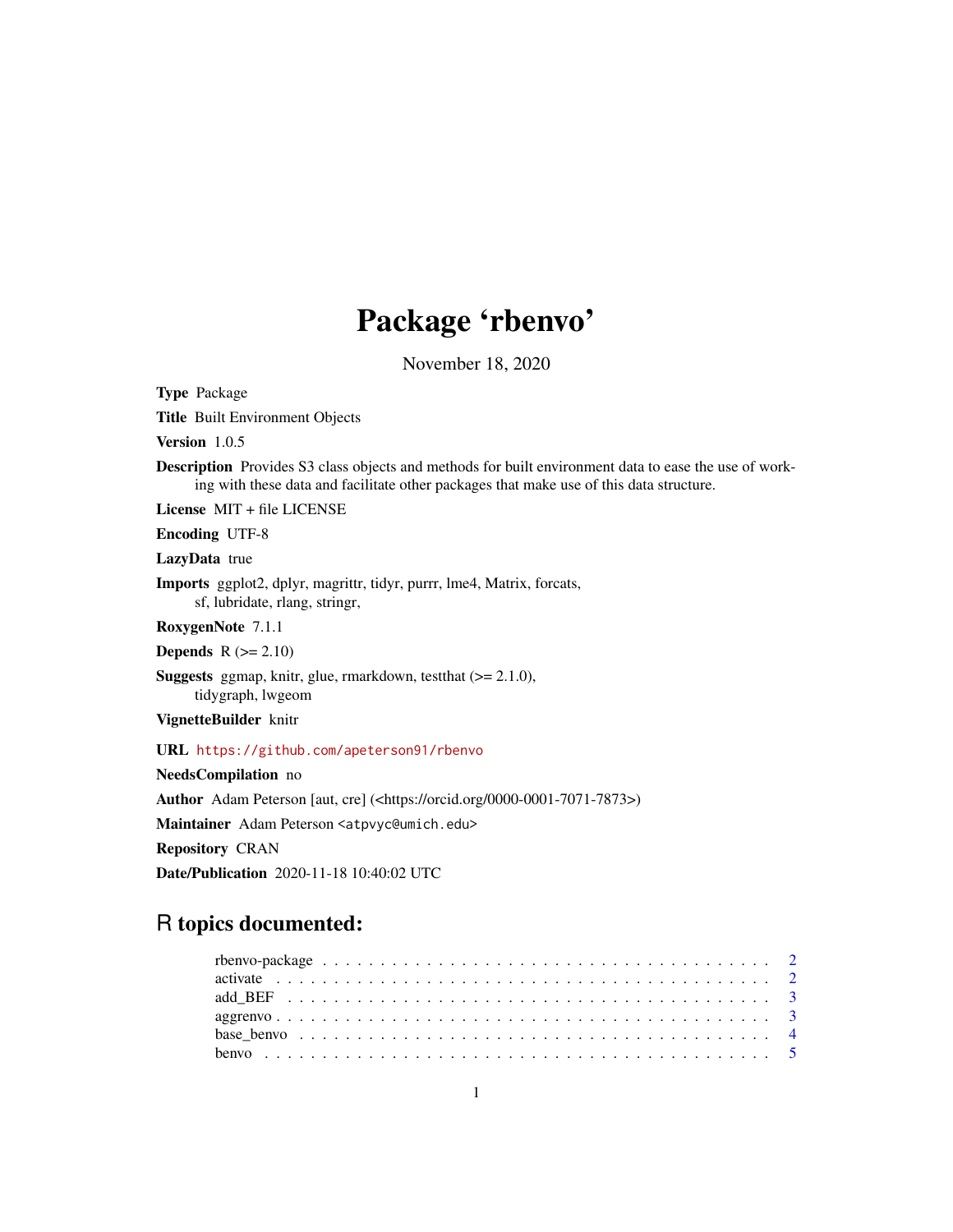# Package 'rbenvo'

November 18, 2020

**Type** Package

**Title** Built Environment Objects

**Version** 1.0.5

**Description** Provides S3 class objects and methods for built environment data to ease the use of working with these data and facilitate other packages that make use of this data structure.

**License** MIT + file LICENSE

**Encoding** UTF-8

**LazyData** true

**Imports** ggplot2, dplyr, magrittr, tidyr, purrr, lme4, Matrix, forcats, sf, lubridate, rlang, stringr,

**RoxygenNote** 7.1.1

**Depends** R (>= 2.10)

**Suggests** ggmap, knitr, glue, rmarkdown, testthat (>= 2.1.0), tidygraph, lwgeom

**VignetteBuilder** knitr

**URL** https://github.com/apeterson91/rbenvo

**NeedsCompilation** no

**Author** Adam Peterson [aut, cre] (<https://orcid.org/0000-0001-7071-7873>)

**Maintainer** Adam Peterson <atpvyc@umich.edu>

**Repository** CRAN

**Date/Publication** 2020-11-18 10:40:02 UTC

## R topics documented:

- rbenvo-package . . . . . . . . . . . . . . . . . . . . . . . . . . . . . . . . . . . . . . 2
- activate . . . . . . . . . . . . . . . . . . . . . . . . . . . . . . . . . . . . . . . . . . 2
- add_BEF . . . . . . . . . . . . . . . . . . . . . . . . . . . . . . . . . . . . . . . . . . 3
- aggrenvo . . . . . . . . . . . . . . . . . . . . . . . . . . . . . . . . . . . . . . . . . . 3
- base_benvo . . . . . . . . . . . . . . . . . . . . . . . . . . . . . . . . . . . . . . . . 4
- benvo . . . . . . . . . . . . . . . . . . . . . . . . . . . . . . . . . . . . . . . . . . . 5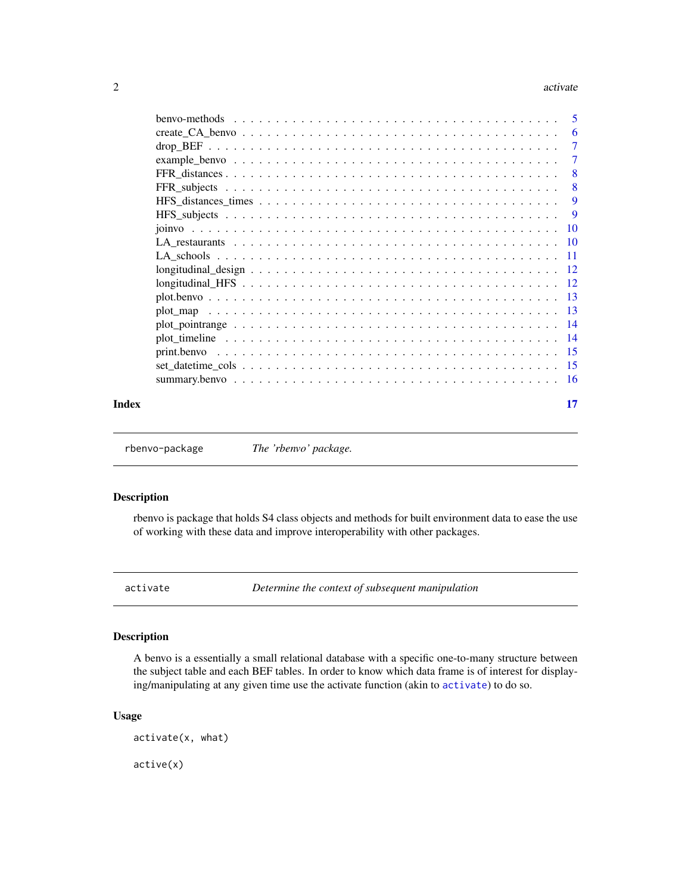| | |
|---|---|
| benvo-methods | 5 |
| create_CA_benvo | 6 |
| drop_BEF | 7 |
| example_benvo | 7 |
| FFR_distances | 8 |
| FFR_subjects | 8 |
| HFS_distances_times | 9 |
| HFS_subjects | 9 |
| joinvo | 10 |
| LA_restaurants | 10 |
| LA_schools | 11 |
| longitudinal_design | 12 |
| longitudinal_HFS | 12 |
| plot.benvo | 13 |
| plot_map | 13 |
| plot_pointrange | 14 |
| plot_timeline | 14 |
| print.benvo | 15 |
| set_datetime_cols | 15 |
| summary.benvo | 16 |

**Index** 17

---

`rbenvo-package` *The 'rbenvo' package.*

---

## Description

rbenvo is package that holds S4 class objects and methods for built environment data to ease the use of working with these data and improve interoperability with other packages.

---

`activate` *Determine the context of subsequent manipulation*

---

## Description

A benvo is a essentially a small relational database with a specific one-to-many structure between the subject table and each BEF tables. In order to know which data frame is of interest for displaying/manipulating at any given time use the activate function (akin to `activate`) to do so.

## Usage

```
activate(x, what)

active(x)
```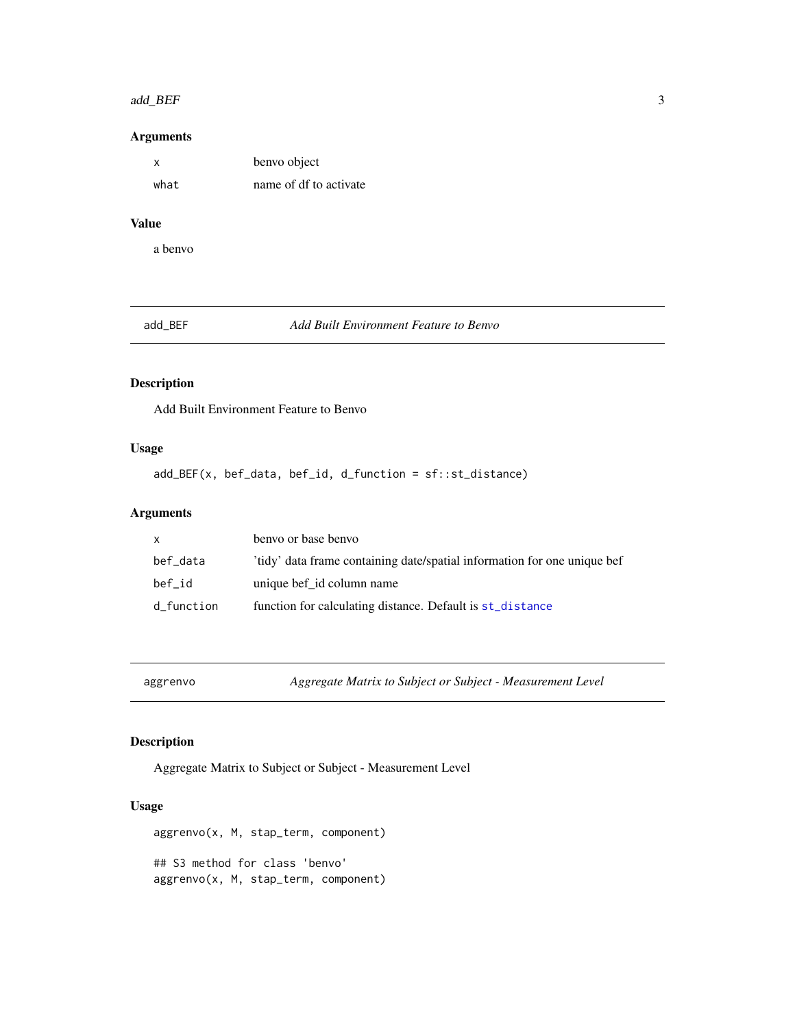## Arguments

| | |
|---|---|
| x | benvo object |
| what | name of df to activate |

## Value

a benvo

---

## add_BEF — *Add Built Environment Feature to Benvo*

### Description

Add Built Environment Feature to Benvo

### Usage

```
add_BEF(x, bef_data, bef_id, d_function = sf::st_distance)
```

### Arguments

| | |
|---|---|
| x | benvo or base benvo |
| bef_data | 'tidy' data frame containing date/spatial information for one unique bef |
| bef_id | unique bef_id column name |
| d_function | function for calculating distance. Default is `st_distance` |

---

## aggrenvo — *Aggregate Matrix to Subject or Subject - Measurement Level*

### Description

Aggregate Matrix to Subject or Subject - Measurement Level

### Usage

```
aggrenvo(x, M, stap_term, component)

## S3 method for class 'benvo'
aggrenvo(x, M, stap_term, component)
```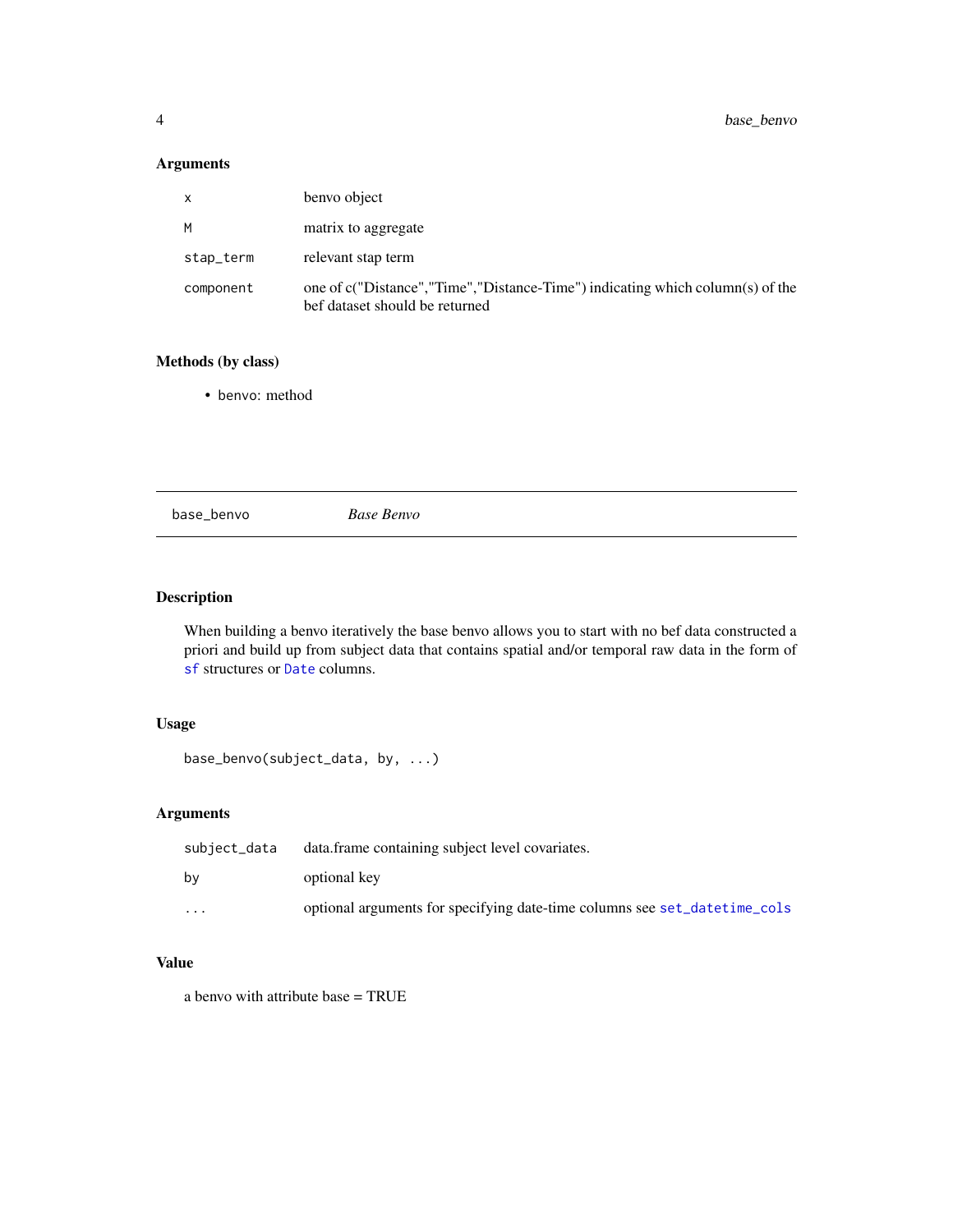### Arguments

| | |
|---|---|
| x | benvo object |
| M | matrix to aggregate |
| stap_term | relevant stap term |
| component | one of c("Distance","Time","Distance-Time") indicating which column(s) of the bef dataset should be returned |

### Methods (by class)

- benvo: method

---

## base_benvo *Base Benvo*

---

### Description

When building a benvo iteratively the base benvo allows you to start with no bef data constructed a priori and build up from subject data that contains spatial and/or temporal raw data in the form of `sf` structures or `Date` columns.

### Usage

```
base_benvo(subject_data, by, ...)
```

### Arguments

| | |
|---|---|
| subject_data | data.frame containing subject level covariates. |
| by | optional key |
| ... | optional arguments for specifying date-time columns see `set_datetime_cols` |

### Value

a benvo with attribute base = TRUE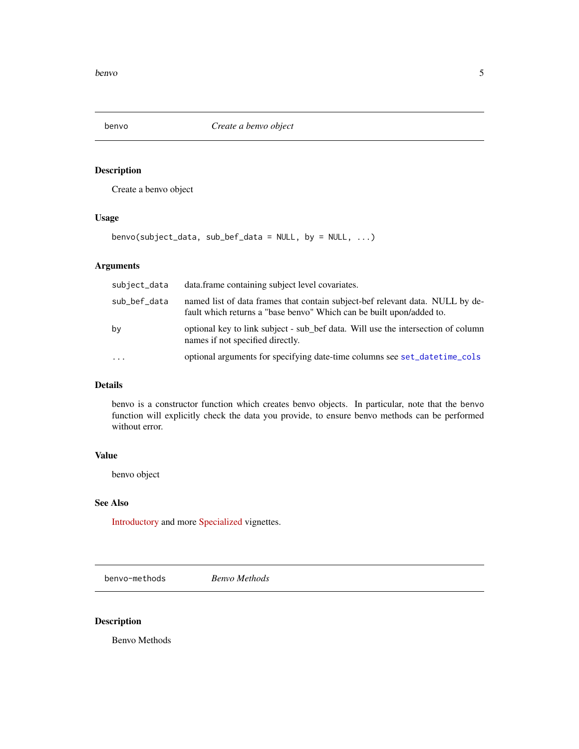## beno

*Create a benvo object*

### Description

Create a benvo object

### Usage

```
benvo(subject_data, sub_bef_data = NULL, by = NULL, ...)
```

### Arguments

| | |
|---|---|
| subject_data | data.frame containing subject level covariates. |
| sub_bef_data | named list of data frames that contain subject-bef relevant data. NULL by default which returns a "base benvo" Which can be built upon/added to. |
| by | optional key to link subject - sub_bef data. Will use the intersection of column names if not specified directly. |
| ... | optional arguments for specifying date-time columns see set_datetime_cols |

### Details

benvo is a constructor function which creates benvo objects. In particular, note that the benvo function will explicitly check the data you provide, to ensure benvo methods can be performed without error.

### Value

benvo object

### See Also

Introductory and more Specialized vignettes.

## benvo-methods

*Benvo Methods*

### Description

Benvo Methods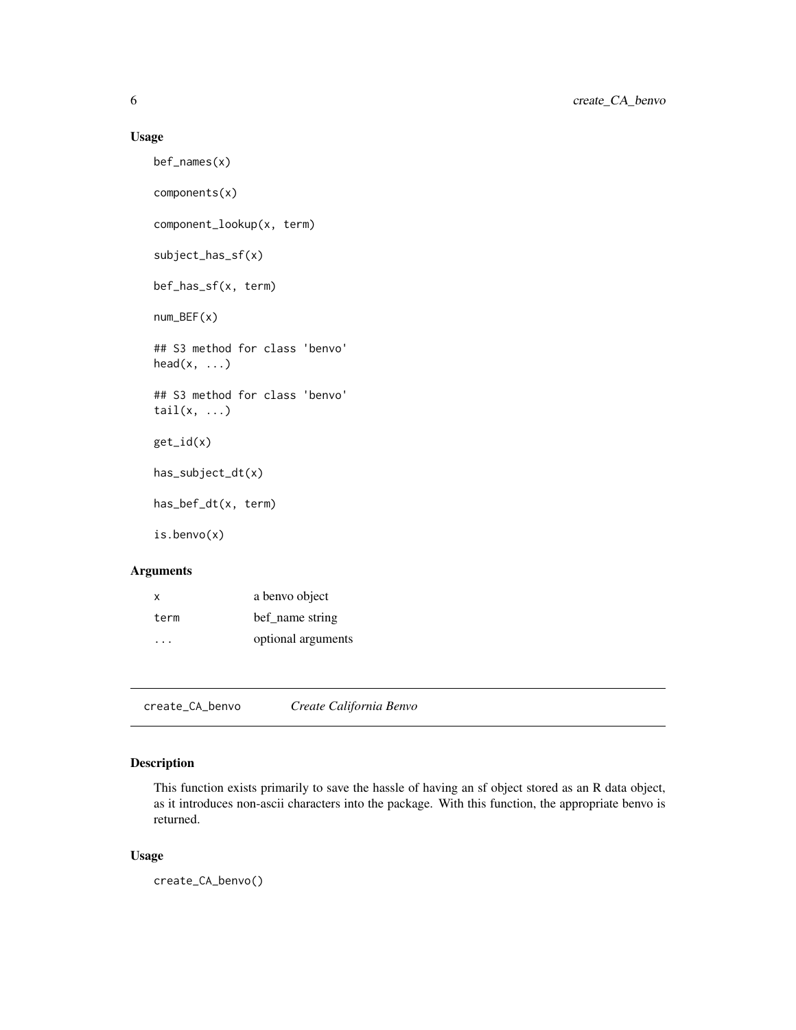### Usage

```
bef_names(x)

components(x)

component_lookup(x, term)

subject_has_sf(x)

bef_has_sf(x, term)

num_BEF(x)

## S3 method for class 'benvo'
head(x, ...)

## S3 method for class 'benvo'
tail(x, ...)

get_id(x)

has_subject_dt(x)

has_bef_dt(x, term)

is.benvo(x)
```

### Arguments

| | |
|---|---|
| x | a benvo object |
| term | bef_name string |
| ... | optional arguments |

---

## create_CA_benvo *Create California Benvo*

### Description

This function exists primarily to save the hassle of having an sf object stored as an R data object, as it introduces non-ascii characters into the package. With this function, the appropriate benvo is returned.

### Usage

```
create_CA_benvo()
```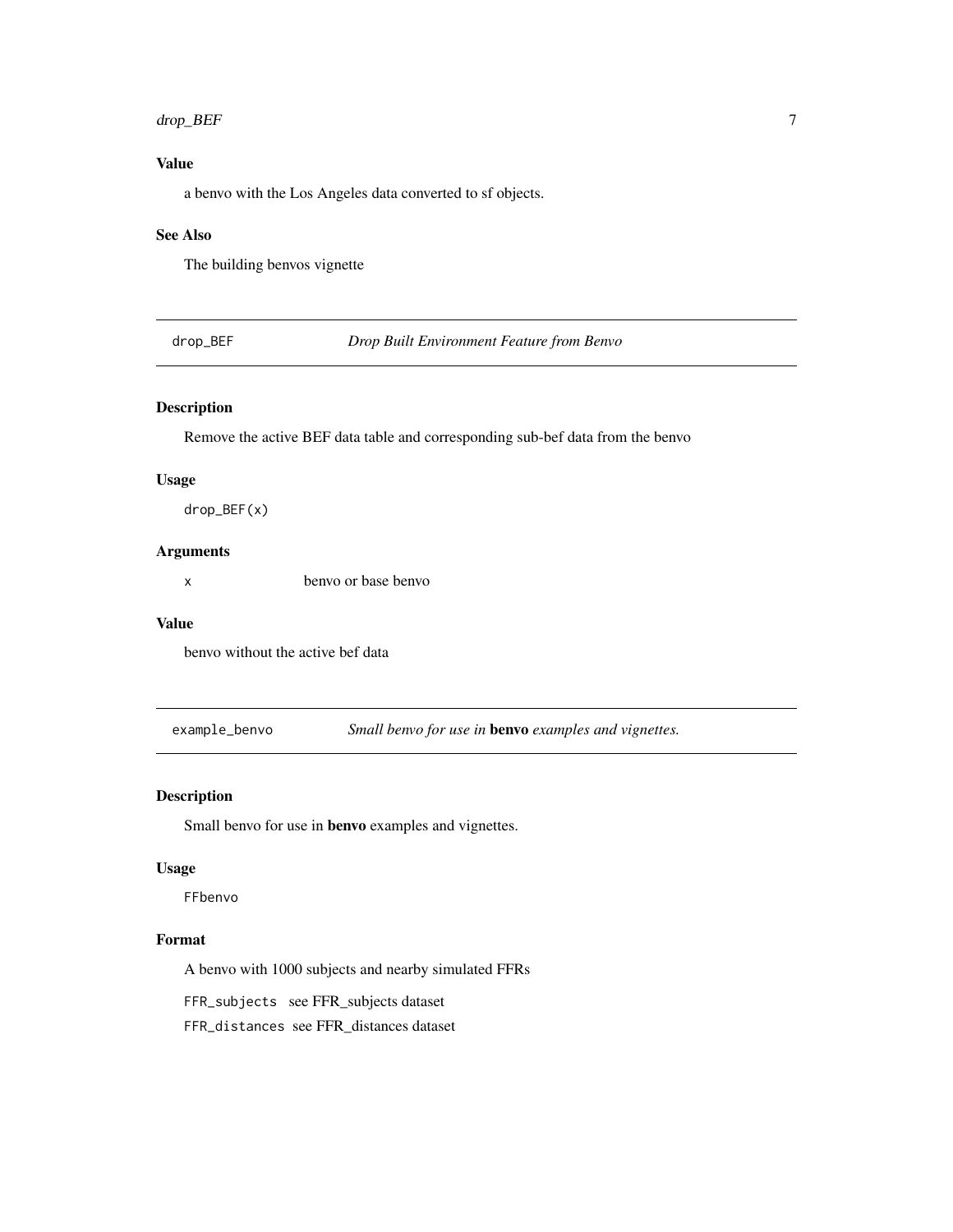### Value

a benvo with the Los Angeles data converted to sf objects.

### See Also

The building benvos vignette

---

## drop_BEF — *Drop Built Environment Feature from Benvo*

### Description

Remove the active BEF data table and corresponding sub-bef data from the benvo

### Usage

```
drop_BEF(x)
```

### Arguments

| | |
|---|---|
| `x` | benvo or base benvo |

### Value

benvo without the active bef data

---

## example_benvo — *Small benvo for use in* **benvo** *examples and vignettes.*

### Description

Small benvo for use in **benvo** examples and vignettes.

### Usage

```
FFbenvo
```

### Format

A benvo with 1000 subjects and nearby simulated FFRs

`FFR_subjects` see FFR_subjects dataset

`FFR_distances` see FFR_distances dataset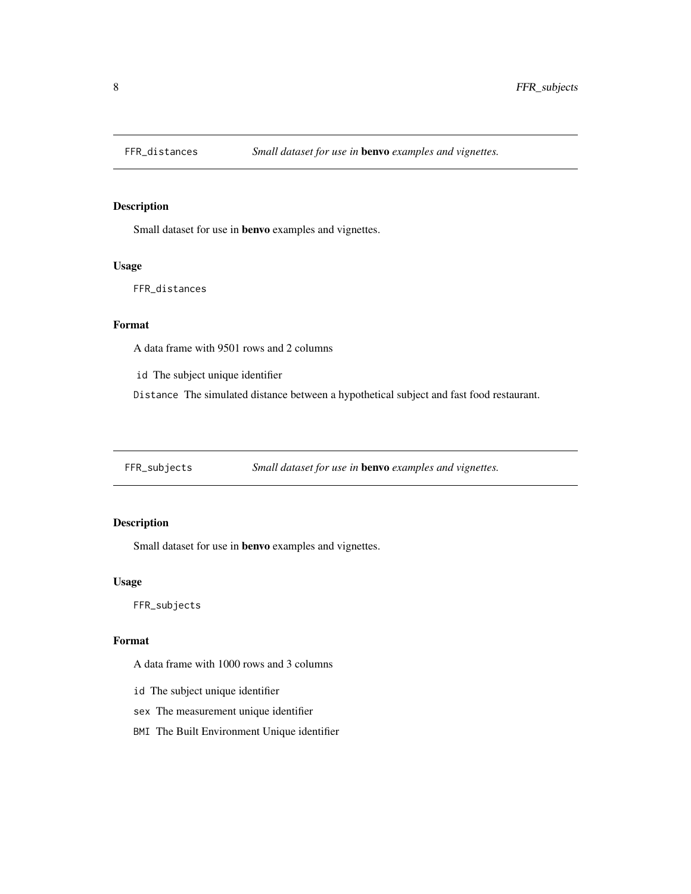## FFR_distances — *Small dataset for use in* **benvo** *examples and vignettes.*

### Description

Small dataset for use in **benvo** examples and vignettes.

### Usage

```
FFR_distances
```

### Format

A data frame with 9501 rows and 2 columns

- `id` The subject unique identifier
- `Distance` The simulated distance between a hypothetical subject and fast food restaurant.

## FFR_subjects — *Small dataset for use in* **benvo** *examples and vignettes.*

### Description

Small dataset for use in **benvo** examples and vignettes.

### Usage

```
FFR_subjects
```

### Format

A data frame with 1000 rows and 3 columns

- `id` The subject unique identifier
- `sex` The measurement unique identifier
- `BMI` The Built Environment Unique identifier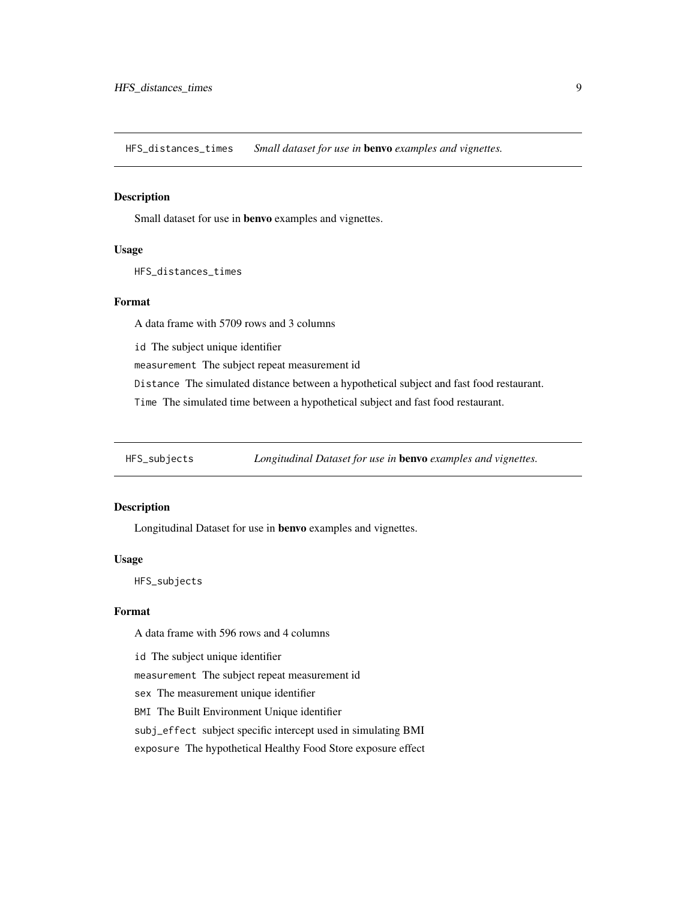## HFS_distances_times — *Small dataset for use in* **benvo** *examples and vignettes.*

### Description

Small dataset for use in **benvo** examples and vignettes.

### Usage

```
HFS_distances_times
```

### Format

A data frame with 5709 rows and 3 columns

- `id` The subject unique identifier
- `measurement` The subject repeat measurement id
- `Distance` The simulated distance between a hypothetical subject and fast food restaurant.
- `Time` The simulated time between a hypothetical subject and fast food restaurant.

## HFS_subjects — *Longitudinal Dataset for use in* **benvo** *examples and vignettes.*

### Description

Longitudinal Dataset for use in **benvo** examples and vignettes.

### Usage

```
HFS_subjects
```

### Format

A data frame with 596 rows and 4 columns

- `id` The subject unique identifier
- `measurement` The subject repeat measurement id
- `sex` The measurement unique identifier
- `BMI` The Built Environment Unique identifier
- `subj_effect` subject specific intercept used in simulating BMI
- `exposure` The hypothetical Healthy Food Store exposure effect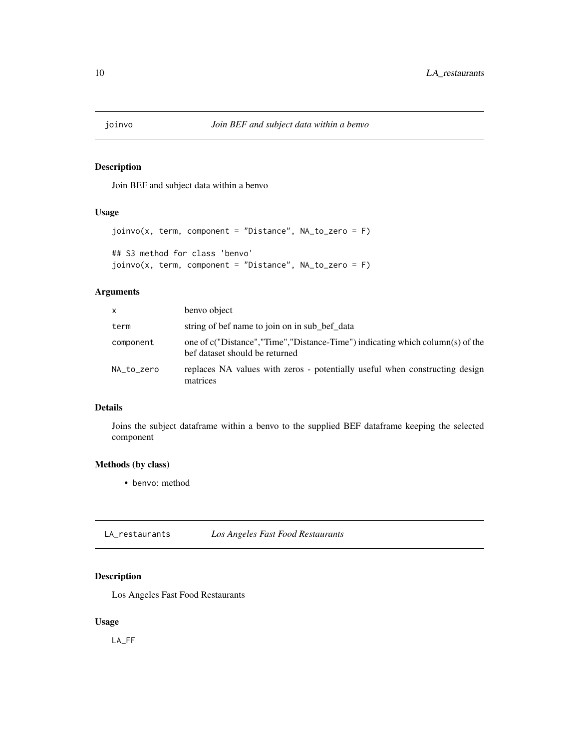## joinvo *Join BEF and subject data within a benvo*

### Description

Join BEF and subject data within a benvo

### Usage

```
joinvo(x, term, component = "Distance", NA_to_zero = F)

## S3 method for class 'benvo'
joinvo(x, term, component = "Distance", NA_to_zero = F)
```

### Arguments

| | |
|---|---|
| `x` | benvo object |
| `term` | string of bef name to join on in sub_bef_data |
| `component` | one of c("Distance","Time","Distance-Time") indicating which column(s) of the bef dataset should be returned |
| `NA_to_zero` | replaces NA values with zeros - potentially useful when constructing design matrices |

### Details

Joins the subject dataframe within a benvo to the supplied BEF dataframe keeping the selected component

### Methods (by class)

- `benvo`: method

## LA_restaurants *Los Angeles Fast Food Restaurants*

### Description

Los Angeles Fast Food Restaurants

### Usage

```
LA_FF
```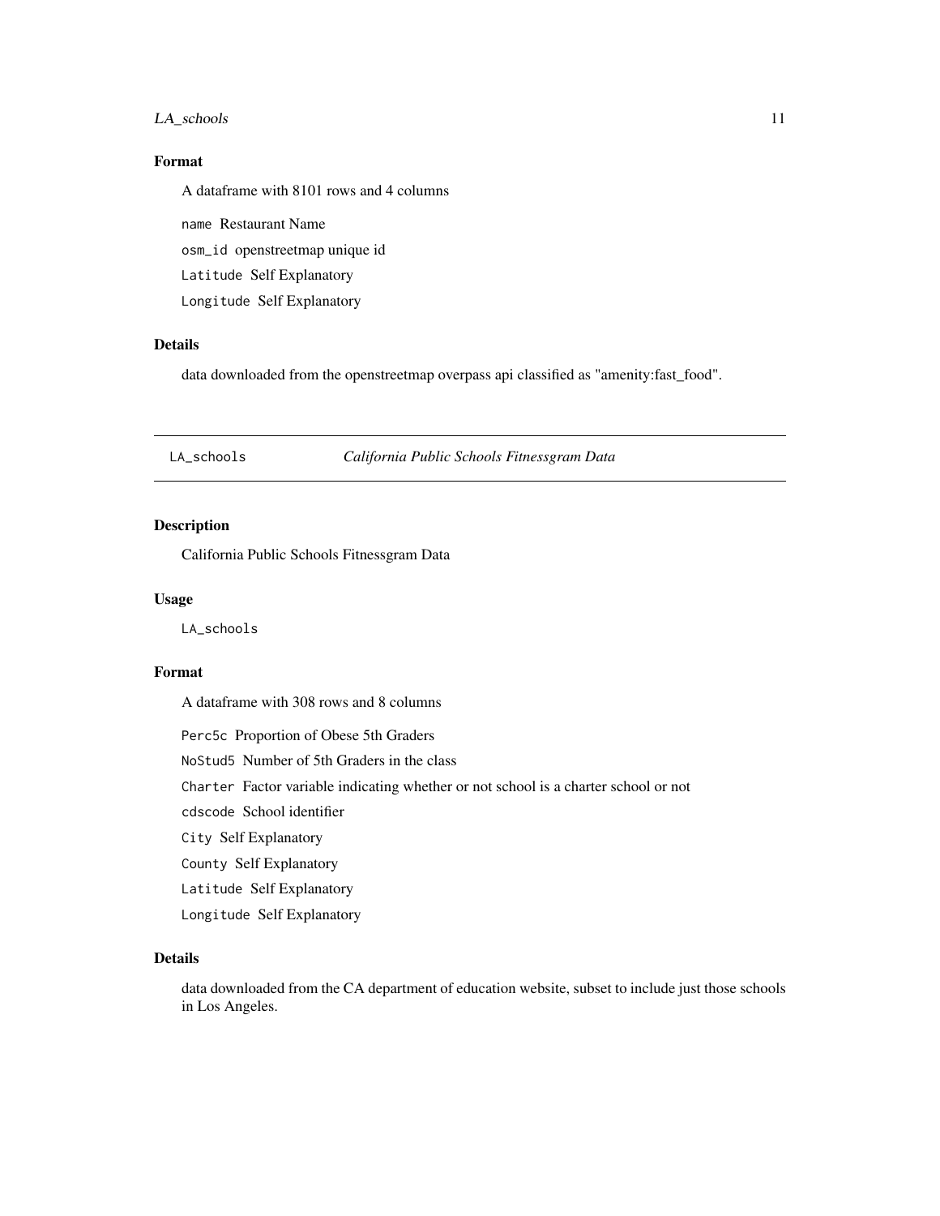## Format

A dataframe with 8101 rows and 4 columns

- `name` Restaurant Name
- `osm_id` openstreetmap unique id
- `Latitude` Self Explanatory
- `Longitude` Self Explanatory

## Details

data downloaded from the openstreetmap overpass api classified as "amenity:fast_food".

---

# LA_schools — *California Public Schools Fitnessgram Data*

---

## Description

California Public Schools Fitnessgram Data

## Usage

```
LA_schools
```

## Format

A dataframe with 308 rows and 8 columns

- `Perc5c` Proportion of Obese 5th Graders
- `NoStud5` Number of 5th Graders in the class
- `Charter` Factor variable indicating whether or not school is a charter school or not
- `cdscode` School identifier
- `City` Self Explanatory
- `County` Self Explanatory
- `Latitude` Self Explanatory
- `Longitude` Self Explanatory

## Details

data downloaded from the CA department of education website, subset to include just those schools in Los Angeles.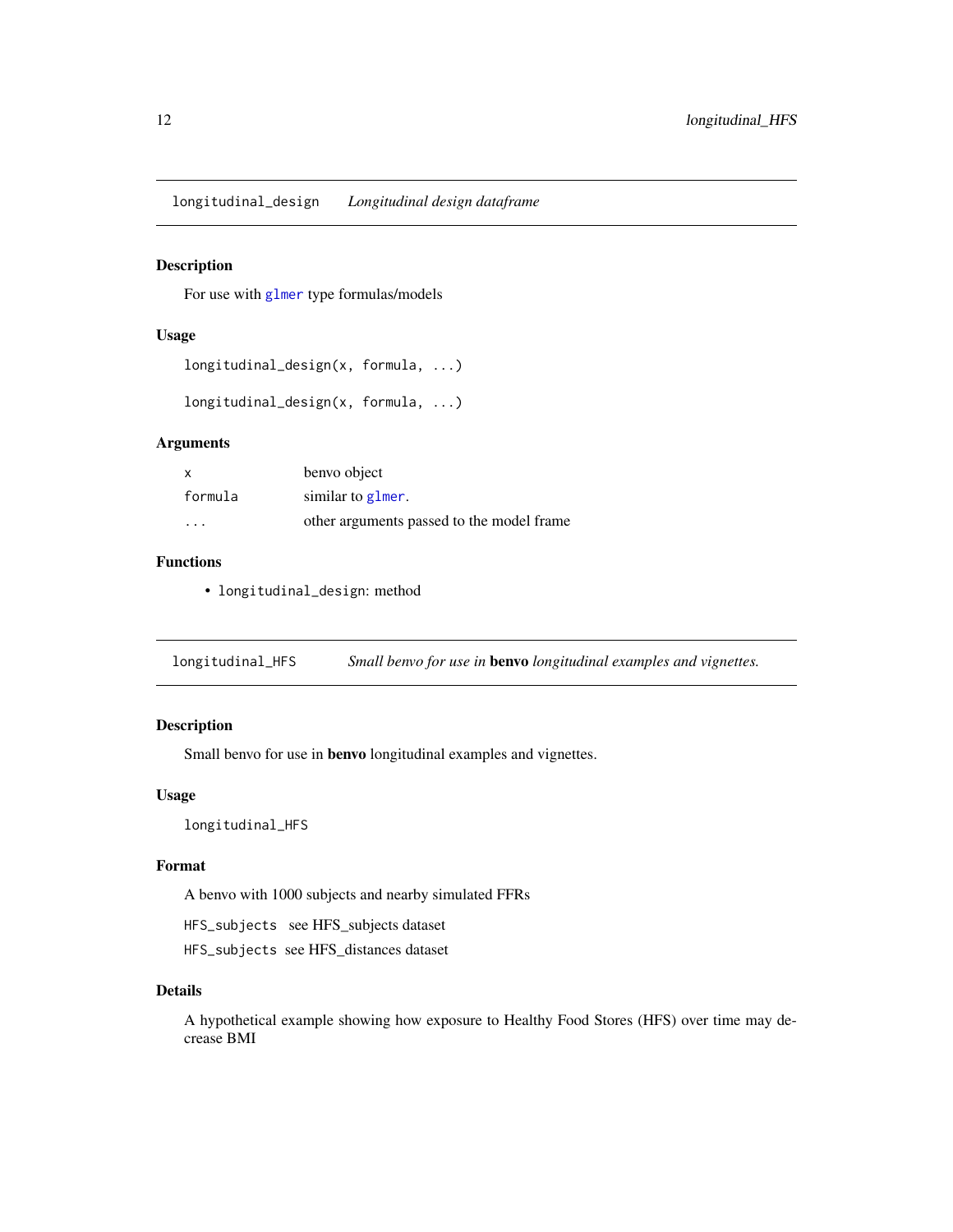## longitudinal_design    *Longitudinal design dataframe*

### Description

For use with `glmer` type formulas/models

### Usage

```
longitudinal_design(x, formula, ...)

longitudinal_design(x, formula, ...)
```

### Arguments

| | |
|---|---|
| `x` | benvo object |
| `formula` | similar to `glmer`. |
| `...` | other arguments passed to the model frame |

### Functions

- `longitudinal_design`: method

## longitudinal_HFS    *Small benvo for use in **benvo** longitudinal examples and vignettes.*

### Description

Small benvo for use in **benvo** longitudinal examples and vignettes.

### Usage

```
longitudinal_HFS
```

### Format

A benvo with 1000 subjects and nearby simulated FFRs

`HFS_subjects` see HFS_subjects dataset

`HFS_subjects` see HFS_distances dataset

### Details

A hypothetical example showing how exposure to Healthy Food Stores (HFS) over time may decrease BMI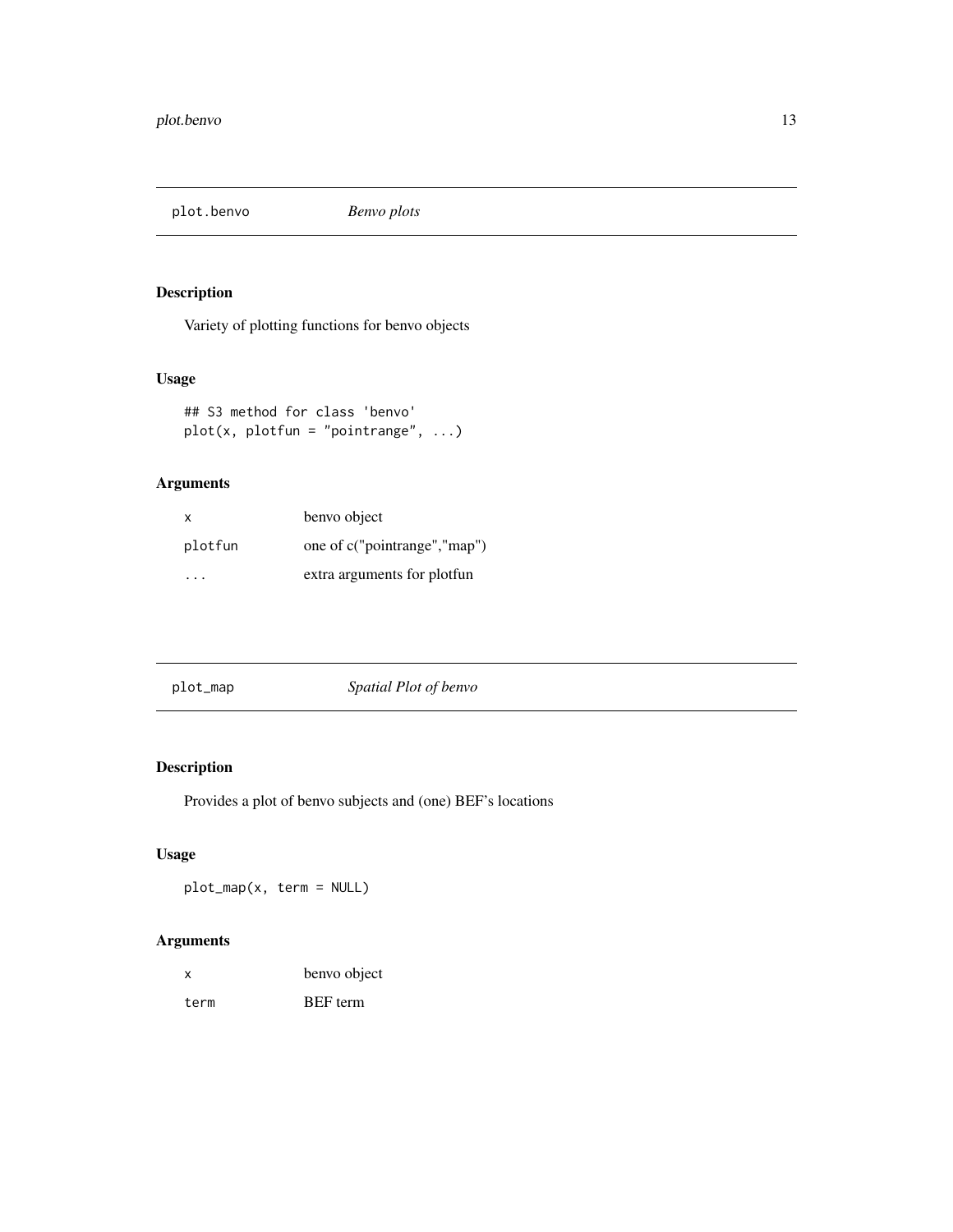## plot.benvo — *Benvo plots*

### Description

Variety of plotting functions for benvo objects

### Usage

```
## S3 method for class 'benvo'
plot(x, plotfun = "pointrange", ...)
```

### Arguments

| | |
|---|---|
| `x` | benvo object |
| `plotfun` | one of c("pointrange","map") |
| `...` | extra arguments for plotfun |

## plot_map — *Spatial Plot of benvo*

### Description

Provides a plot of benvo subjects and (one) BEF's locations

### Usage

```
plot_map(x, term = NULL)
```

### Arguments

| | |
|---|---|
| `x` | benvo object |
| `term` | BEF term |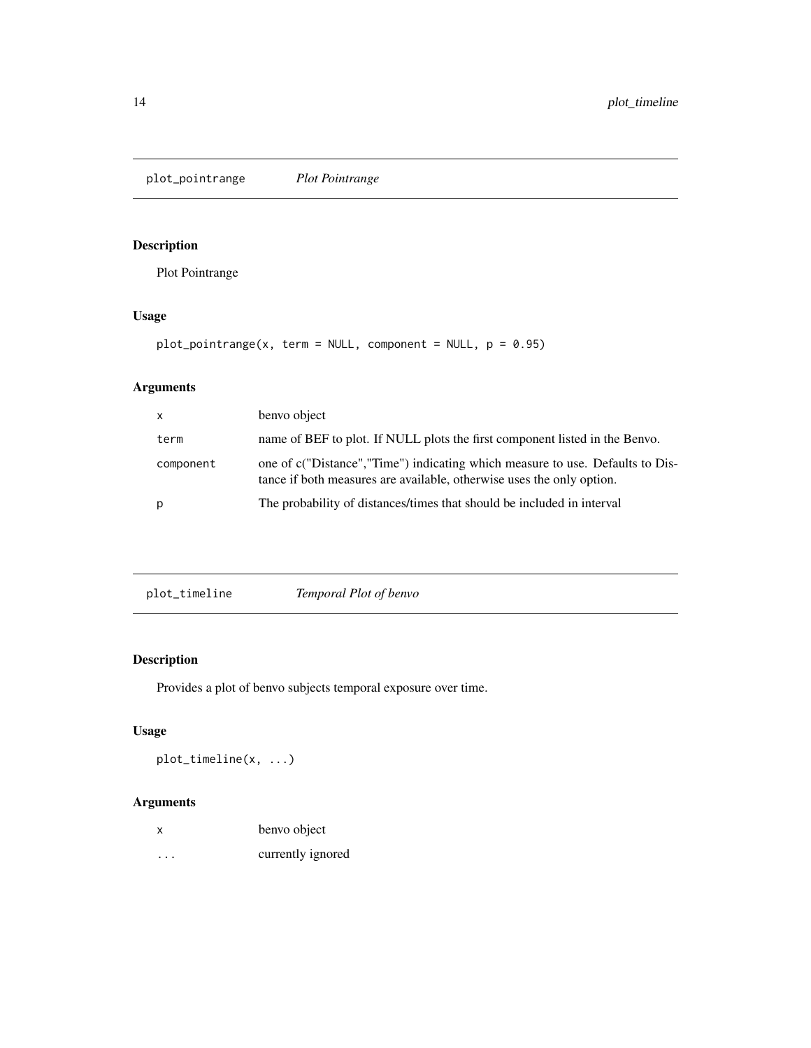## plot_pointrange *Plot Pointrange*

### Description

Plot Pointrange

### Usage

```
plot_pointrange(x, term = NULL, component = NULL, p = 0.95)
```

### Arguments

| | |
|---|---|
| x | benvo object |
| term | name of BEF to plot. If NULL plots the first component listed in the Benvo. |
| component | one of c("Distance","Time") indicating which measure to use. Defaults to Distance if both measures are available, otherwise uses the only option. |
| p | The probability of distances/times that should be included in interval |

## plot_timeline *Temporal Plot of benvo*

### Description

Provides a plot of benvo subjects temporal exposure over time.

### Usage

```
plot_timeline(x, ...)
```

### Arguments

| | |
|---|---|
| x | benvo object |
| ... | currently ignored |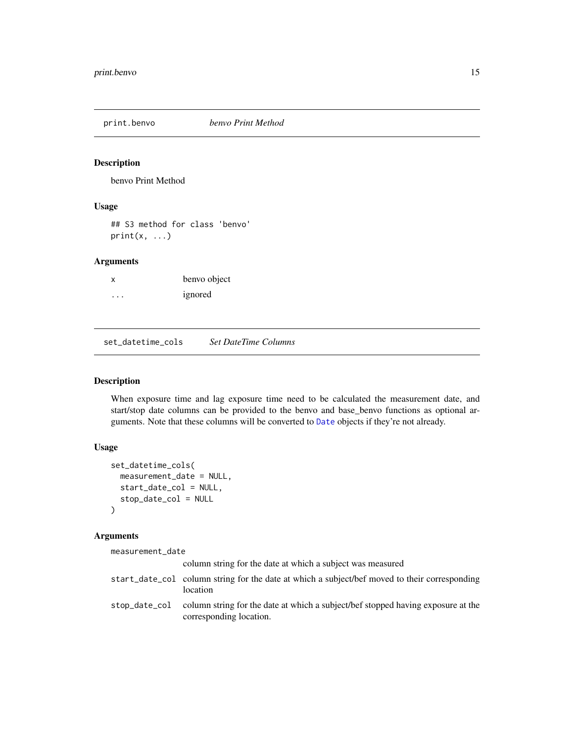## print.benvo — *benvo Print Method*

### Description

benvo Print Method

### Usage

```
## S3 method for class 'benvo'
print(x, ...)
```

### Arguments

| | |
|---|---|
| `x` | benvo object |
| `...` | ignored |

## set_datetime_cols — *Set DateTime Columns*

### Description

When exposure time and lag exposure time need to be calculated the measurement date, and start/stop date columns can be provided to the benvo and base_benvo functions as optional arguments. Note that these columns will be converted to `Date` objects if they're not already.

### Usage

```
set_datetime_cols(
  measurement_date = NULL,
  start_date_col = NULL,
  stop_date_col = NULL
)
```

### Arguments

| | |
|---|---|
| `measurement_date` | column string for the date at which a subject was measured |
| `start_date_col` | column string for the date at which a subject/bef moved to their corresponding location |
| `stop_date_col` | column string for the date at which a subject/bef stopped having exposure at the corresponding location. |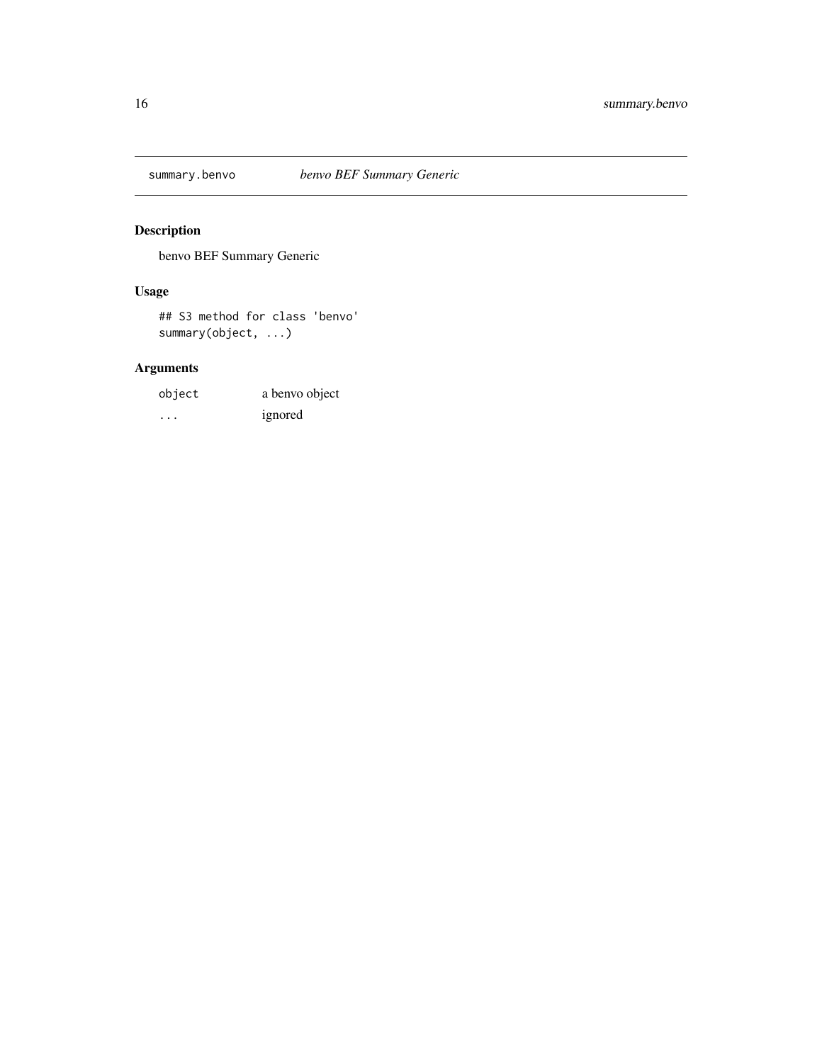## summary.benvo *benvo BEF Summary Generic*

### Description

benvo BEF Summary Generic

### Usage

```
## S3 method for class 'benvo'
summary(object, ...)
```

### Arguments

| | |
|---|---|
| object | a benvo object |
| ... | ignored |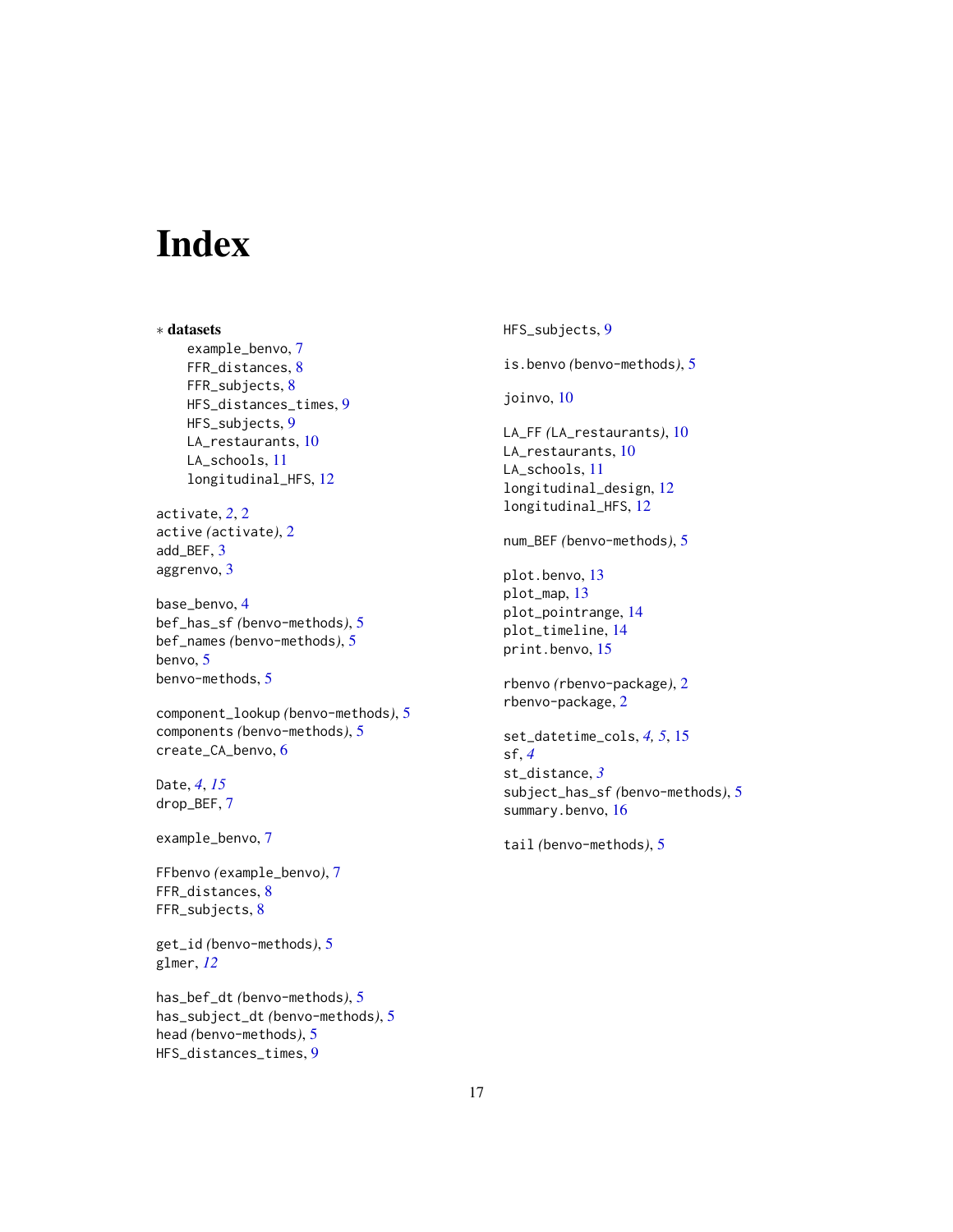# Index

∗ **datasets**

example_benvo, 7
FFR_distances, 8
FFR_subjects, 8
HFS_distances_times, 9
HFS_subjects, 9
LA_restaurants, 10
LA_schools, 11
longitudinal_HFS, 12

activate, *2*, 2
active (activate), 2
add_BEF, 3
aggrenvo, 3

base_benvo, 4
bef_has_sf (benvo-methods), 5
bef_names (benvo-methods), 5
benvo, 5
benvo-methods, 5

component_lookup (benvo-methods), 5
components (benvo-methods), 5
create_CA_benvo, 6

Date, *4*, *15*
drop_BEF, 7

example_benvo, 7

FFbenvo (example_benvo), 7
FFR_distances, 8
FFR_subjects, 8

get_id (benvo-methods), 5
glmer, *12*

has_bef_dt (benvo-methods), 5
has_subject_dt (benvo-methods), 5
head (benvo-methods), 5
HFS_distances_times, 9
HFS_subjects, 9

is.benvo (benvo-methods), 5

joinvo, 10

LA_FF (LA_restaurants), 10
LA_restaurants, 10
LA_schools, 11
longitudinal_design, 12
longitudinal_HFS, 12

num_BEF (benvo-methods), 5

plot.benvo, 13
plot_map, 13
plot_pointrange, 14
plot_timeline, 14
print.benvo, 15

rbenvo (rbenvo-package), 2
rbenvo-package, 2

set_datetime_cols, *4*, *5*, 15
sf, *4*
st_distance, *3*
subject_has_sf (benvo-methods), 5
summary.benvo, 16

tail (benvo-methods), 5